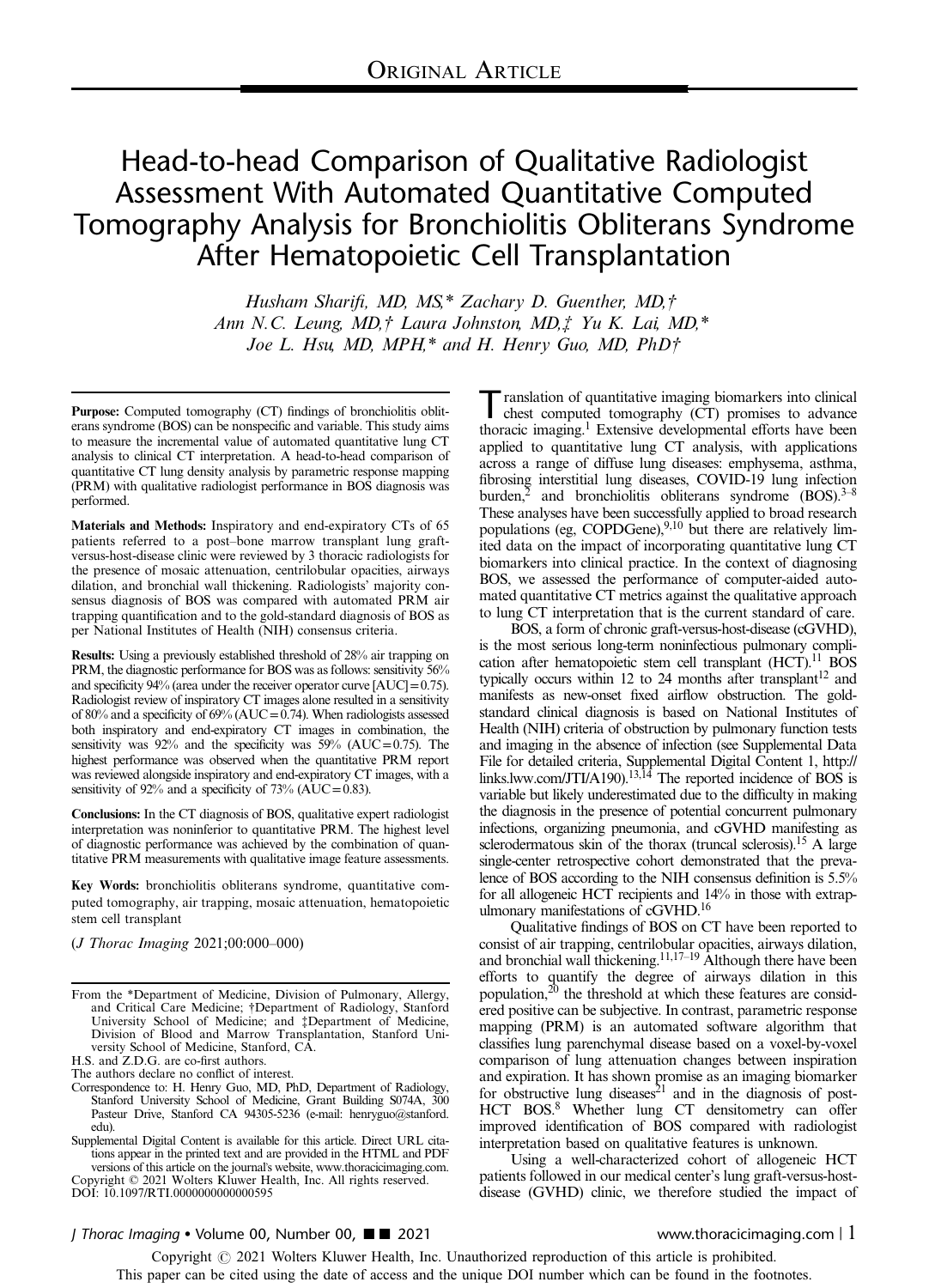ORIGINAL ARTICLE

# Head-to-head Comparison of Qualitative Radiologist Assessment With Automated Quantitative Computed Tomography Analysis for Bronchiolitis Obliterans Syndrome After Hematopoietic Cell Transplantation

*Husham Sharifi, MD, MS,\* Zachary D. Guenther, MD,† Ann N.C. Leung, MD,† Laura Johnston, MD,‡ Yu K. Lai, MD,\* Joe L. Hsu, MD, MPH,\* and H. Henry Guo, MD, PhD†*

**Purpose:** Computed tomography (CT) findings of bronchiolitis obliterans syndrome (BOS) can be nonspecific and variable. This study aims to measure the incremental value of automated quantitative lung CT analysis to clinical CT interpretation. A head-to-head comparison of quantitative CT lung density analysis by parametric response mapping (PRM) with qualitative radiologist performance in BOS diagnosis was performed.

**Materials and Methods:** Inspiratory and end-expiratory CTs of 65 patients referred to a post–bone marrow transplant lung graft-versus-host-disease clinic were reviewed by 3 thoracic radiologists for the presence of mosaic attenuation, centrilobular opacities, airways dilation, and bronchial wall thickening. Radiologists' majority consensus diagnosis of BOS was compared with automated PRM air trapping quantification and to the gold-standard diagnosis of BOS as per National Institutes of Health (NIH) consensus criteria.

**Results:** Using a previously established threshold of 28% air trapping on PRM, the diagnostic performance for BOS was as follows: sensitivity 56% and specificity 94% (area under the receiver operator curve [AUC] = 0.75). Radiologist review of inspiratory CT images alone resulted in a sensitivity of 80% and a specificity of 69% (AUC = 0.74). When radiologists assessed both inspiratory and end-expiratory CT images in combination, the sensitivity was 92% and the specificity was 59% (AUC = 0.75). The highest performance was observed when the quantitative PRM report was reviewed alongside inspiratory and end-expiratory CT images, with a sensitivity of 92% and a specificity of 73% (AUC = 0.83).

**Conclusions:** In the CT diagnosis of BOS, qualitative expert radiologist interpretation was noninferior to quantitative PRM. The highest level of diagnostic performance was achieved by the combination of quantitative PRM measurements with qualitative image feature assessments.

**Key Words:** bronchiolitis obliterans syndrome, quantitative computed tomography, air trapping, mosaic attenuation, hematopoietic stem cell transplant

(*J Thorac Imaging* 2021;00:000–000)

From the \*Department of Medicine, Division of Pulmonary, Allergy, and Critical Care Medicine; †Department of Radiology, Stanford University School of Medicine; and ‡Department of Medicine, Division of Blood and Marrow Transplantation, Stanford University School of Medicine, Stanford, CA.

H.S. and Z.D.G. are co-first authors.

The authors declare no conflict of interest.

Correspondence to: H. Henry Guo, MD, PhD, Department of Radiology, Stanford University School of Medicine, Grant Building S074A, 300 Pasteur Drive, Stanford CA 94305-5236 (e-mail: henryguo@stanford.edu).

Supplemental Digital Content is available for this article. Direct URL citations appear in the printed text and are provided in the HTML and PDF versions of this article on the journal's website, www.thoracicimaging.com.

Copyright © 2021 Wolters Kluwer Health, Inc. All rights reserved.

DOI: 10.1097/RTI.0000000000000595

Translation of quantitative imaging biomarkers into clinical chest computed tomography (CT) promises to advance thoracic imaging.[1] Extensive developmental efforts have been applied to quantitative lung CT analysis, with applications across a range of diffuse lung diseases: emphysema, asthma, fibrosing interstitial lung diseases, COVID-19 lung infection burden,[2] and bronchiolitis obliterans syndrome (BOS).[3–8] These analyses have been successfully applied to broad research populations (eg, COPDGene),[9,10] but there are relatively limited data on the impact of incorporating quantitative lung CT biomarkers into clinical practice. In the context of diagnosing BOS, we assessed the performance of computer-aided automated quantitative CT metrics against the qualitative approach to lung CT interpretation that is the current standard of care.

BOS, a form of chronic graft-versus-host-disease (cGVHD), is the most serious long-term noninfectious pulmonary complication after hematopoietic stem cell transplant (HCT).[11] BOS typically occurs within 12 to 24 months after transplant[12] and manifests as new-onset fixed airflow obstruction. The gold-standard clinical diagnosis is based on National Institutes of Health (NIH) criteria of obstruction by pulmonary function tests and imaging in the absence of infection (see Supplemental Data File for detailed criteria, Supplemental Digital Content 1, http://links.lww.com/JTI/A190).[13,14] The reported incidence of BOS is variable but likely underestimated due to the difficulty in making the diagnosis in the presence of potential concurrent pulmonary infections, organizing pneumonia, and cGVHD manifesting as sclerodermatous skin of the thorax (truncal sclerosis).[15] A large single-center retrospective cohort demonstrated that the prevalence of BOS according to the NIH consensus definition is 5.5% for all allogeneic HCT recipients and 14% in those with extrapulmonary manifestations of cGVHD.[16]

Qualitative findings of BOS on CT have been reported to consist of air trapping, centrilobular opacities, airways dilation, and bronchial wall thickening.[11,17–19] Although there have been efforts to quantify the degree of airways dilation in this population,[20] the threshold at which these features are considered positive can be subjective. In contrast, parametric response mapping (PRM) is an automated software algorithm that classifies lung parenchymal disease based on a voxel-by-voxel comparison of lung attenuation changes between inspiration and expiration. It has shown promise as an imaging biomarker for obstructive lung diseases[21] and in the diagnosis of post-HCT BOS.[8] Whether lung CT densitometry can offer improved identification of BOS compared with radiologist interpretation based on qualitative features is unknown.

Using a well-characterized cohort of allogeneic HCT patients followed in our medical center's lung graft-versus-host-disease (GVHD) clinic, we therefore studied the impact of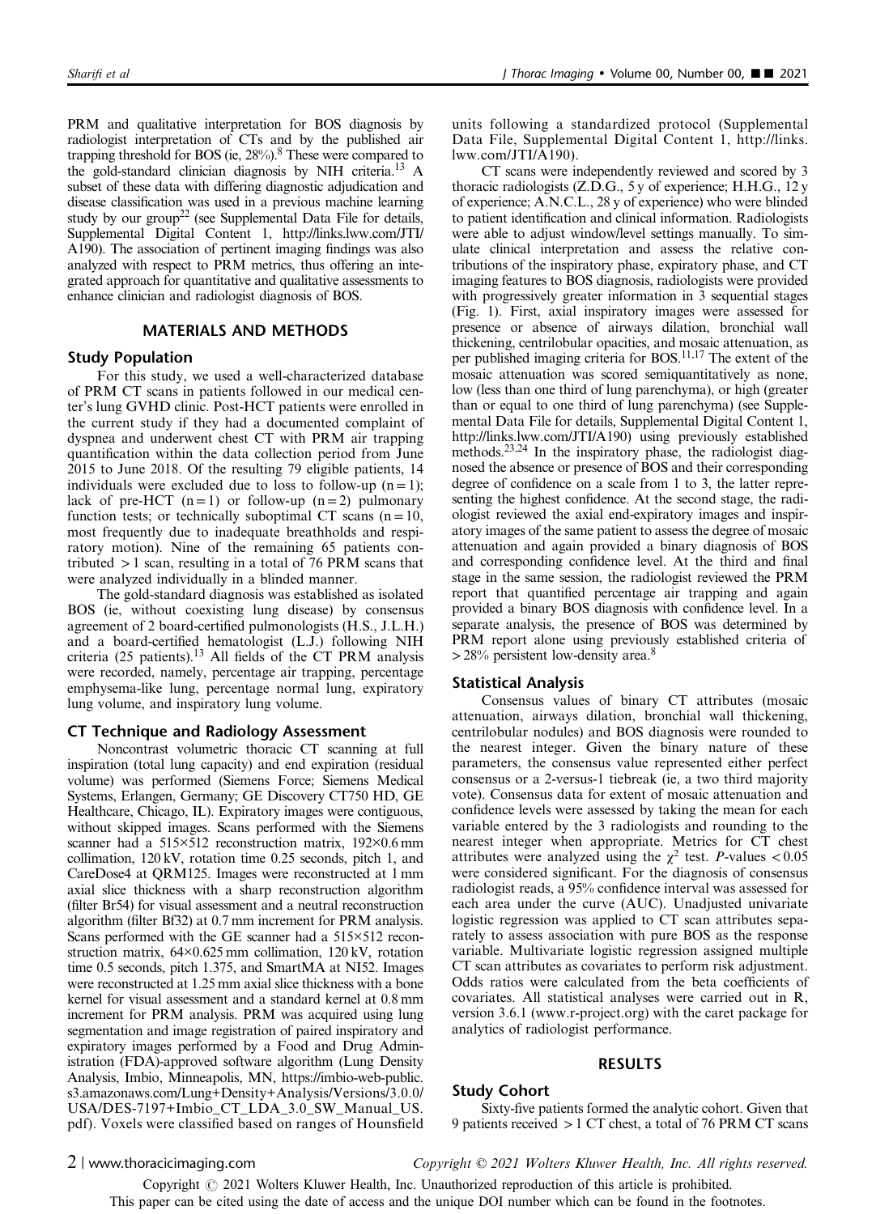PRM and qualitative interpretation for BOS diagnosis by radiologist interpretation of CTs and by the published air trapping threshold for BOS (ie, 28%).[8] These were compared to the gold-standard clinician diagnosis by NIH criteria.[13] A subset of these data with differing diagnostic adjudication and disease classification was used in a previous machine learning study by our group[22] (see Supplemental Data File for details, Supplemental Digital Content 1, http://links.lww.com/JTI/A190). The association of pertinent imaging findings was also analyzed with respect to PRM metrics, thus offering an integrated approach for quantitative and qualitative assessments to enhance clinician and radiologist diagnosis of BOS.

## MATERIALS AND METHODS

### Study Population

For this study, we used a well-characterized database of PRM CT scans in patients followed in our medical center's lung GVHD clinic. Post-HCT patients were enrolled in the current study if they had a documented complaint of dyspnea and underwent chest CT with PRM air trapping quantification within the data collection period from June 2015 to June 2018. Of the resulting 79 eligible patients, 14 individuals were excluded due to loss to follow-up (n = 1); lack of pre-HCT (n = 1) or follow-up (n = 2) pulmonary function tests; or technically suboptimal CT scans (n = 10, most frequently due to inadequate breathholds and respiratory motion). Nine of the remaining 65 patients contributed > 1 scan, resulting in a total of 76 PRM scans that were analyzed individually in a blinded manner.

The gold-standard diagnosis was established as isolated BOS (ie, without coexisting lung disease) by consensus agreement of 2 board-certified pulmonologists (H.S., J.L.H.) and a board-certified hematologist (L.J.) following NIH criteria (25 patients).[13] All fields of the CT PRM analysis were recorded, namely, percentage air trapping, percentage emphysema-like lung, percentage normal lung, expiratory lung volume, and inspiratory lung volume.

### CT Technique and Radiology Assessment

Noncontrast volumetric thoracic CT scanning at full inspiration (total lung capacity) and end expiration (residual volume) was performed (Siemens Force; Siemens Medical Systems, Erlangen, Germany; GE Discovery CT750 HD, GE Healthcare, Chicago, IL). Expiratory images were contiguous, without skipped images. Scans performed with the Siemens scanner had a 515×512 reconstruction matrix, 192×0.6 mm collimation, 120 kV, rotation time 0.25 seconds, pitch 1, and CareDose4 at QRM125. Images were reconstructed at 1 mm axial slice thickness with a sharp reconstruction algorithm (filter Br54) for visual assessment and a neutral reconstruction algorithm (filter Bf32) at 0.7 mm increment for PRM analysis. Scans performed with the GE scanner had a 515×512 reconstruction matrix, 64×0.625 mm collimation, 120 kV, rotation time 0.5 seconds, pitch 1.375, and SmartMA at NI52. Images were reconstructed at 1.25 mm axial slice thickness with a bone kernel for visual assessment and a standard kernel at 0.8 mm increment for PRM analysis. PRM was acquired using lung segmentation and image registration of paired inspiratory and expiratory images performed by a Food and Drug Administration (FDA)-approved software algorithm (Lung Density Analysis, Imbio, Minneapolis, MN, https://imbio-web-public.s3.amazonaws.com/Lung+Density+Analysis/Versions/3.0.0/USA/DES-7197+Imbio_CT_LDA_3.0_SW_Manual_US.pdf). Voxels were classified based on ranges of Hounsfield units following a standardized protocol (Supplemental Data File, Supplemental Digital Content 1, http://links.lww.com/JTI/A190).

CT scans were independently reviewed and scored by 3 thoracic radiologists (Z.D.G., 5 y of experience; H.H.G., 12 y of experience; A.N.C.L., 28 y of experience) who were blinded to patient identification and clinical information. Radiologists were able to adjust window/level settings manually. To simulate clinical interpretation and assess the relative contributions of the inspiratory phase, expiratory phase, and CT imaging features to BOS diagnosis, radiologists were provided with progressively greater information in 3 sequential stages (Fig. 1). First, axial inspiratory images were assessed for presence or absence of airways dilation, bronchial wall thickening, centrilobular opacities, and mosaic attenuation, as per published imaging criteria for BOS.[11,17] The extent of the mosaic attenuation was scored semiquantitatively as none, low (less than one third of lung parenchyma), or high (greater than or equal to one third of lung parenchyma) (see Supplemental Data File for details, Supplemental Digital Content 1, http://links.lww.com/JTI/A190) using previously established methods.[23,24] In the inspiratory phase, the radiologist diagnosed the absence or presence of BOS and their corresponding degree of confidence on a scale from 1 to 3, the latter representing the highest confidence. At the second stage, the radiologist reviewed the axial end-expiratory images and inspiratory images of the same patient to assess the degree of mosaic attenuation and again provided a binary diagnosis of BOS and corresponding confidence level. At the third and final stage in the same session, the radiologist reviewed the PRM report that quantified percentage air trapping and again provided a binary BOS diagnosis with confidence level. In a separate analysis, the presence of BOS was determined by PRM report alone using previously established criteria of > 28% persistent low-density area.[8]

### Statistical Analysis

Consensus values of binary CT attributes (mosaic attenuation, airways dilation, bronchial wall thickening, centrilobular nodules) and BOS diagnosis were rounded to the nearest integer. Given the binary nature of these parameters, the consensus value represented either perfect consensus or a 2-versus-1 tiebreak (ie, a two third majority vote). Consensus data for extent of mosaic attenuation and confidence levels were assessed by taking the mean for each variable entered by the 3 radiologists and rounding to the nearest integer when appropriate. Metrics for CT chest attributes were analyzed using the $\chi^2$ test. *P*-values < 0.05 were considered significant. For the diagnosis of consensus radiologist reads, a 95% confidence interval was assessed for each area under the curve (AUC). Unadjusted univariate logistic regression was applied to CT scan attributes separately to assess association with pure BOS as the response variable. Multivariate logistic regression assigned multiple CT scan attributes as covariates to perform risk adjustment. Odds ratios were calculated from the beta coefficients of covariates. All statistical analyses were carried out in R, version 3.6.1 (www.r-project.org) with the caret package for analytics of radiologist performance.

## RESULTS

### Study Cohort

Sixty-five patients formed the analytic cohort. Given that 9 patients received > 1 CT chest, a total of 76 PRM CT scans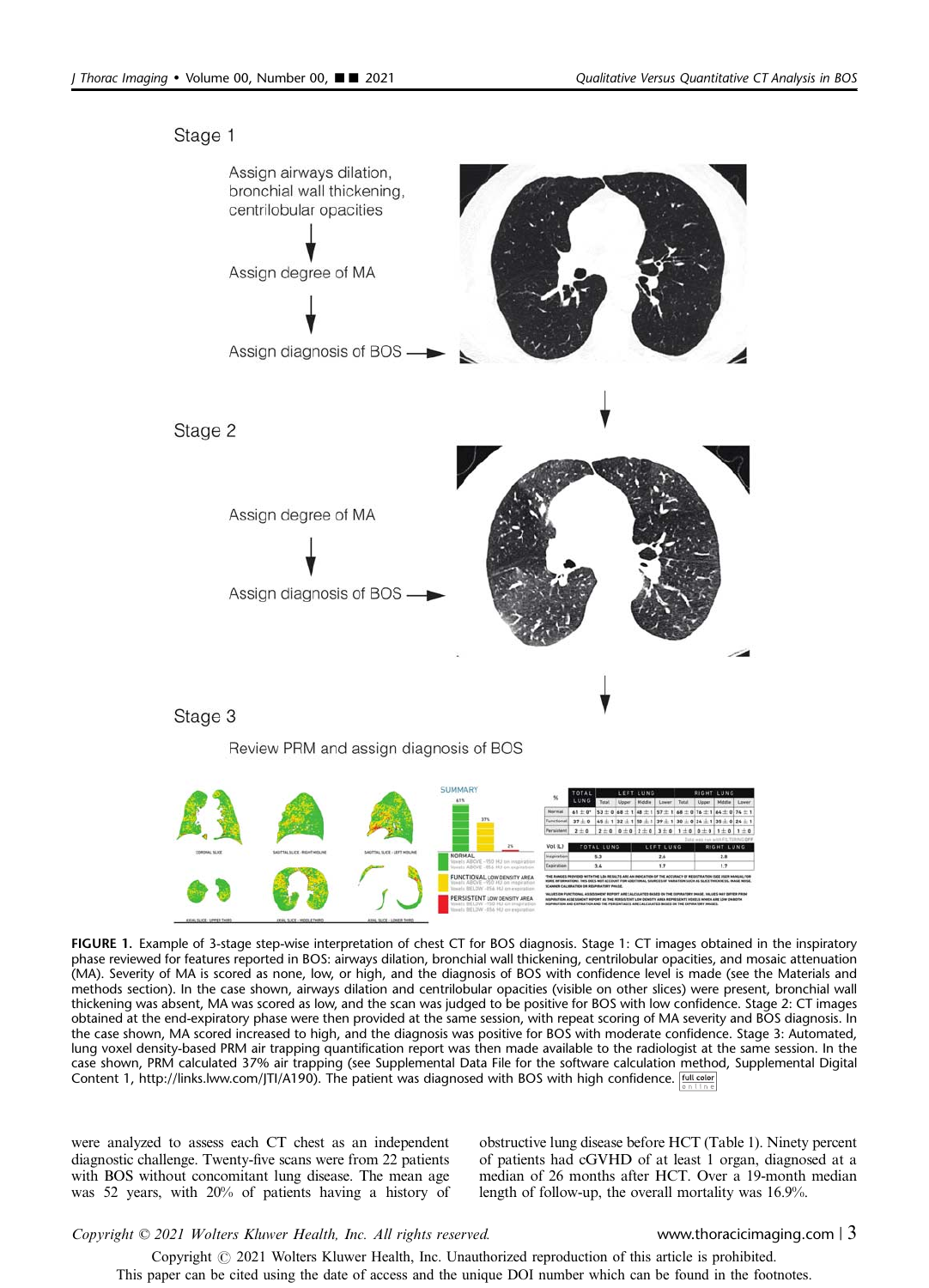FIGURE 1. Example of 3-stage step-wise interpretation of chest CT for BOS diagnosis. Stage 1: CT images obtained in the inspiratory phase reviewed for features reported in BOS: airways dilation, bronchial wall thickening, centrilobular opacities, and mosaic attenuation (MA). Severity of MA is scored as none, low, or high, and the diagnosis of BOS with confidence level is made (see the Materials and methods section). In the case shown, airways dilation and centrilobular opacities (visible on other slices) were present, bronchial wall thickening was absent, MA was scored as low, and the scan was judged to be positive for BOS with low confidence. Stage 2: CT images obtained at the end-expiratory phase were then provided at the same session, with repeat scoring of MA severity and BOS diagnosis. In the case shown, MA scored increased to high, and the diagnosis was positive for BOS with moderate confidence. Stage 3: Automated, lung voxel density-based PRM air trapping quantification report was then made available to the radiologist at the same session. In the case shown, PRM calculated 37% air trapping (see Supplemental Data File for the software calculation method, Supplemental Digital Content 1, http://links.lww.com/JTI/A190). The patient was diagnosed with BOS with high confidence.

were analyzed to assess each CT chest as an independent diagnostic challenge. Twenty-five scans were from 22 patients with BOS without concomitant lung disease. The mean age was 52 years, with 20% of patients having a history of obstructive lung disease before HCT (Table 1). Ninety percent of patients had cGVHD of at least 1 organ, diagnosed at a median of 26 months after HCT. Over a 19-month median length of follow-up, the overall mortality was 16.9%.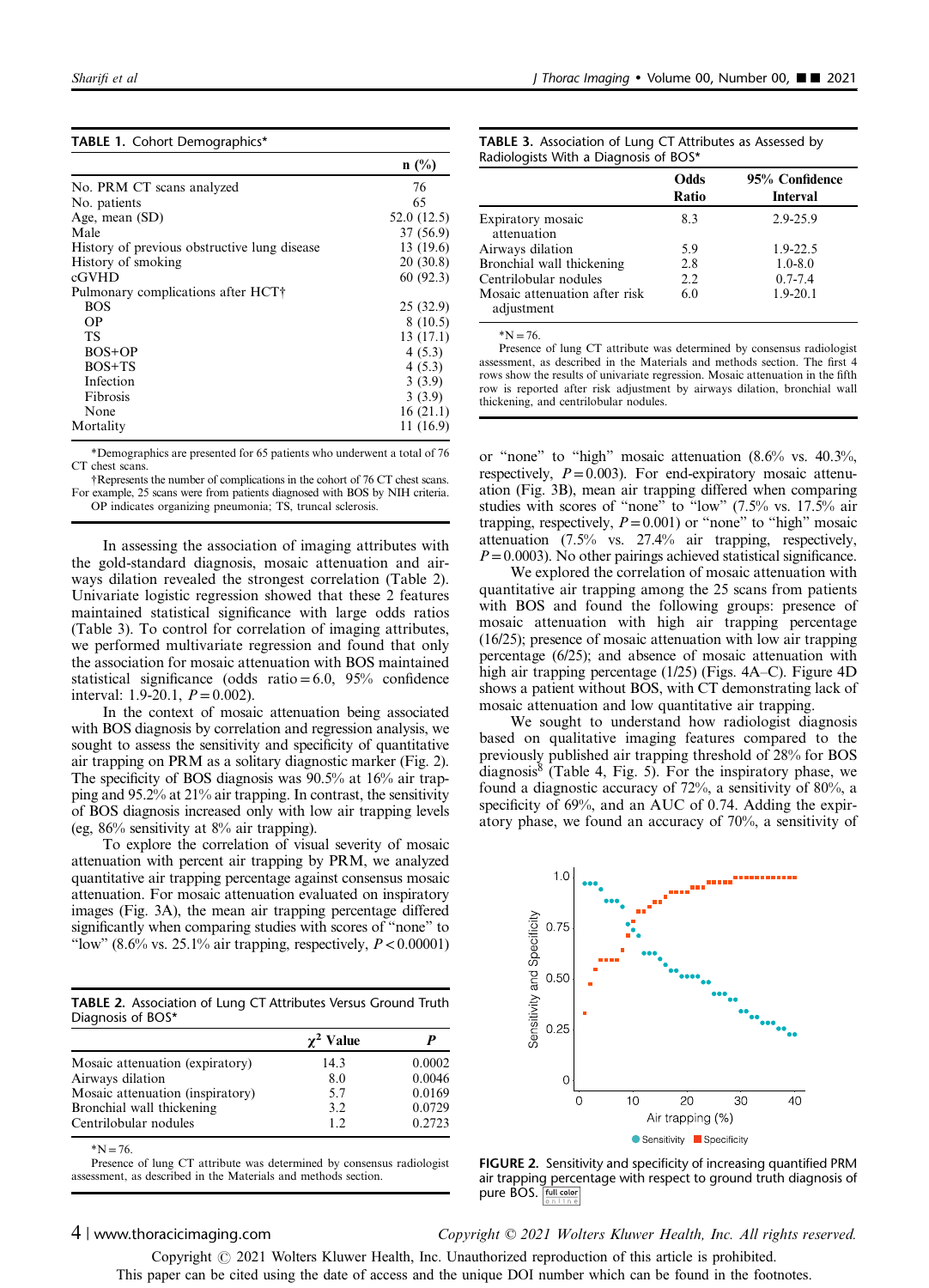**TABLE 1.** Cohort Demographics*

| | n (%) |
|---|---|
| No. PRM CT scans analyzed | 76 |
| No. patients | 65 |
| Age, mean (SD) | 52.0 (12.5) |
| Male | 37 (56.9) |
| History of previous obstructive lung disease | 13 (19.6) |
| History of smoking | 20 (30.8) |
| cGVHD | 60 (92.3) |
| Pulmonary complications after HCT† | |
| BOS | 25 (32.9) |
| OP | 8 (10.5) |
| TS | 13 (17.1) |
| BOS+OP | 4 (5.3) |
| BOS+TS | 4 (5.3) |
| Infection | 3 (3.9) |
| Fibrosis | 3 (3.9) |
| None | 16 (21.1) |
| Mortality | 11 (16.9) |

*Demographics are presented for 65 patients who underwent a total of 76 CT chest scans.

†Represents the number of complications in the cohort of 76 CT chest scans. For example, 25 scans were from patients diagnosed with BOS by NIH criteria.

OP indicates organizing pneumonia; TS, truncal sclerosis.

In assessing the association of imaging attributes with the gold-standard diagnosis, mosaic attenuation and airways dilation revealed the strongest correlation (Table 2). Univariate logistic regression showed that these 2 features maintained statistical significance with large odds ratios (Table 3). To control for correlation of imaging attributes, we performed multivariate regression and found that only the association for mosaic attenuation with BOS maintained statistical significance (odds ratio = 6.0, 95% confidence interval: 1.9-20.1, $P = 0.002$).

In the context of mosaic attenuation being associated with BOS diagnosis by correlation and regression analysis, we sought to assess the sensitivity and specificity of quantitative air trapping on PRM as a solitary diagnostic marker (Fig. 2). The specificity of BOS diagnosis was 90.5% at 16% air trapping and 95.2% at 21% air trapping. In contrast, the sensitivity of BOS diagnosis increased only with low air trapping levels (eg, 86% sensitivity at 8% air trapping).

To explore the correlation of visual severity of mosaic attenuation with percent air trapping by PRM, we analyzed quantitative air trapping percentage against consensus mosaic attenuation. For mosaic attenuation evaluated on inspiratory images (Fig. 3A), the mean air trapping percentage differed significantly when comparing studies with scores of "none" to "low" (8.6% vs. 25.1% air trapping, respectively, $P < 0.00001$)

**TABLE 2.** Association of Lung CT Attributes Versus Ground Truth Diagnosis of BOS*

| | $\chi^2$ Value | $P$ |
|---|---|---|
| Mosaic attenuation (expiratory) | 14.3 | 0.0002 |
| Airways dilation | 8.0 | 0.0046 |
| Mosaic attenuation (inspiratory) | 5.7 | 0.0169 |
| Bronchial wall thickening | 3.2 | 0.0729 |
| Centrilobular nodules | 1.2 | 0.2723 |

*N = 76.

Presence of lung CT attribute was determined by consensus radiologist assessment, as described in the Materials and methods section.

**TABLE 3.** Association of Lung CT Attributes as Assessed by Radiologists With a Diagnosis of BOS*

| | Odds Ratio | 95% Confidence Interval |
|---|---|---|
| Expiratory mosaic attenuation | 8.3 | 2.9-25.9 |
| Airways dilation | 5.9 | 1.9-22.5 |
| Bronchial wall thickening | 2.8 | 1.0-8.0 |
| Centrilobular nodules | 2.2 | 0.7-7.4 |
| Mosaic attenuation after risk adjustment | 6.0 | 1.9-20.1 |

*N = 76.

Presence of lung CT attribute was determined by consensus radiologist assessment, as described in the Materials and methods section. The first 4 rows show the results of univariate regression. Mosaic attenuation in the fifth row is reported after risk adjustment by airways dilation, bronchial wall thickening, and centrilobular nodules.

or "none" to "high" mosaic attenuation (8.6% vs. 40.3%, respectively, $P = 0.003$). For end-expiratory mosaic attenuation (Fig. 3B), mean air trapping differed when comparing studies with scores of "none" to "low" (7.5% vs. 17.5% air trapping, respectively, $P = 0.001$) or "none" to "high" mosaic attenuation (7.5% vs. 27.4% air trapping, respectively, $P = 0.0003$). No other pairings achieved statistical significance.

We explored the correlation of mosaic attenuation with quantitative air trapping among the 25 scans from patients with BOS and found the following groups: presence of mosaic attenuation with high air trapping percentage (16/25); presence of mosaic attenuation with low air trapping percentage (6/25); and absence of mosaic attenuation with high air trapping percentage (1/25) (Figs. 4A–C). Figure 4D shows a patient without BOS, with CT demonstrating lack of mosaic attenuation and low quantitative air trapping.

We sought to understand how radiologist diagnosis based on qualitative imaging features compared to the previously published air trapping threshold of 28% for BOS diagnosis[8] (Table 4, Fig. 5). For the inspiratory phase, we found a diagnostic accuracy of 72%, a sensitivity of 80%, a specificity of 69%, and an AUC of 0.74. Adding the expiratory phase, we found an accuracy of 70%, a sensitivity of

**FIGURE 2.** Sensitivity and specificity of increasing quantified PRM air trapping percentage with respect to ground truth diagnosis of pure BOS.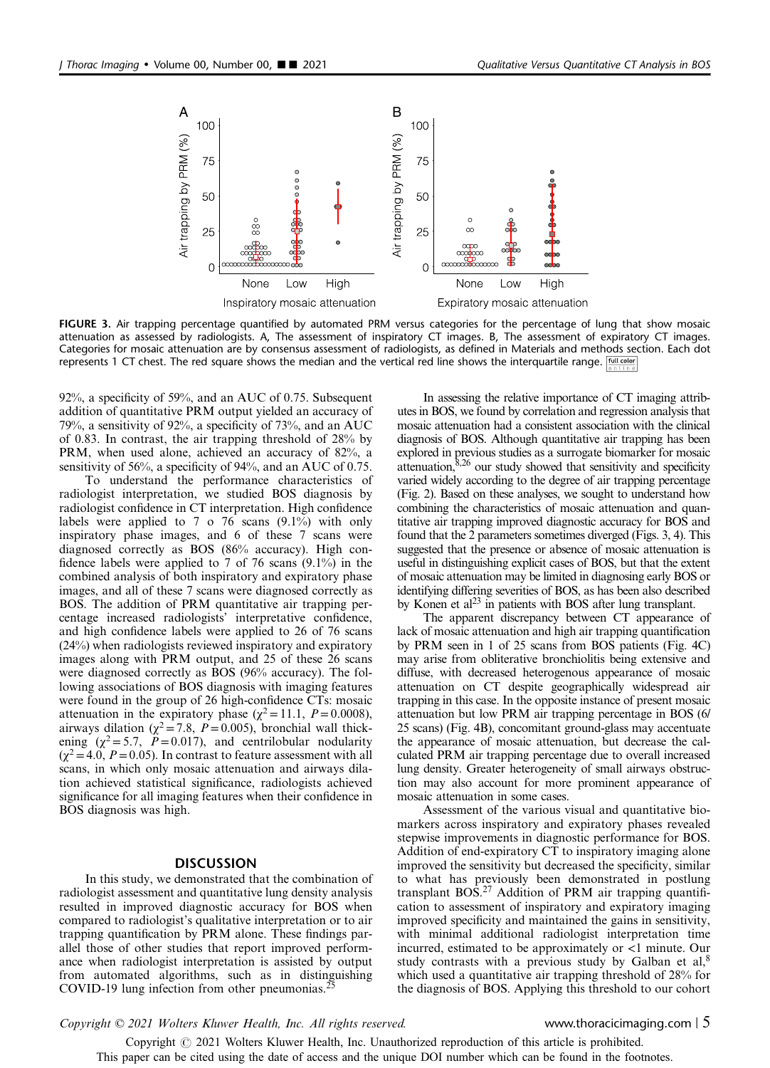FIGURE 3. Air trapping percentage quantified by automated PRM versus categories for the percentage of lung that show mosaic attenuation as assessed by radiologists. A, The assessment of inspiratory CT images. B, The assessment of expiratory CT images. Categories for mosaic attenuation are by consensus assessment of radiologists, as defined in Materials and methods section. Each dot represents 1 CT chest. The red square shows the median and the vertical red line shows the interquartile range.

92%, a specificity of 59%, and an AUC of 0.75. Subsequent addition of quantitative PRM output yielded an accuracy of 79%, a sensitivity of 92%, a specificity of 73%, and an AUC of 0.83. In contrast, the air trapping threshold of 28% by PRM, when used alone, achieved an accuracy of 82%, a sensitivity of 56%, a specificity of 94%, and an AUC of 0.75.

To understand the performance characteristics of radiologist interpretation, we studied BOS diagnosis by radiologist confidence in CT interpretation. High confidence labels were applied to 7 o 76 scans (9.1%) with only inspiratory phase images, and 6 of these 7 scans were diagnosed correctly as BOS (86% accuracy). High confidence labels were applied to 7 of 76 scans (9.1%) in the combined analysis of both inspiratory and expiratory phase images, and all of these 7 scans were diagnosed correctly as BOS. The addition of PRM quantitative air trapping percentage increased radiologists' interpretative confidence, and high confidence labels were applied to 26 of 76 scans (24%) when radiologists reviewed inspiratory and expiratory images along with PRM output, and 25 of these 26 scans were diagnosed correctly as BOS (96% accuracy). The following associations of BOS diagnosis with imaging features were found in the group of 26 high-confidence CTs: mosaic attenuation in the expiratory phase ($\chi^2=11.1$, $P=0.0008$), airways dilation ($\chi^2=7.8$, $P=0.005$), bronchial wall thickening ($\chi^2=5.7$, $P=0.017$), and centrilobular nodularity ($\chi^2=4.0$, $P=0.05$). In contrast to feature assessment with all scans, in which only mosaic attenuation and airways dilation achieved statistical significance, radiologists achieved significance for all imaging features when their confidence in BOS diagnosis was high.

## DISCUSSION

In this study, we demonstrated that the combination of radiologist assessment and quantitative lung density analysis resulted in improved diagnostic accuracy for BOS when compared to radiologist's qualitative interpretation or to air trapping quantification by PRM alone. These findings parallel those of other studies that report improved performance when radiologist interpretation is assisted by output from automated algorithms, such as in distinguishing COVID-19 lung infection from other pneumonias.[25]

In assessing the relative importance of CT imaging attributes in BOS, we found by correlation and regression analysis that mosaic attenuation had a consistent association with the clinical diagnosis of BOS. Although quantitative air trapping has been explored in previous studies as a surrogate biomarker for mosaic attenuation,[8,26] our study showed that sensitivity and specificity varied widely according to the degree of air trapping percentage (Fig. 2). Based on these analyses, we sought to understand how combining the characteristics of mosaic attenuation and quantitative air trapping improved diagnostic accuracy for BOS and found that the 2 parameters sometimes diverged (Figs. 3, 4). This suggested that the presence or absence of mosaic attenuation is useful in distinguishing explicit cases of BOS, but that the extent of mosaic attenuation may be limited in diagnosing early BOS or identifying differing severities of BOS, as has been also described by Konen et al[23] in patients with BOS after lung transplant.

The apparent discrepancy between CT appearance of lack of mosaic attenuation and high air trapping quantification by PRM seen in 1 of 25 scans from BOS patients (Fig. 4C) may arise from obliterative bronchiolitis being extensive and diffuse, with decreased heterogenous appearance of mosaic attenuation on CT despite geographically widespread air trapping in this case. In the opposite instance of present mosaic attenuation but low PRM air trapping percentage in BOS (6/25 scans) (Fig. 4B), concomitant ground-glass may accentuate the appearance of mosaic attenuation, but decrease the calculated PRM air trapping percentage due to overall increased lung density. Greater heterogeneity of small airways obstruction may also account for more prominent appearance of mosaic attenuation in some cases.

Assessment of the various visual and quantitative biomarkers across inspiratory and expiratory phases revealed stepwise improvements in diagnostic performance for BOS. Addition of end-expiratory CT to inspiratory imaging alone improved the sensitivity but decreased the specificity, similar to what has previously been demonstrated in postlung transplant BOS.[27] Addition of PRM air trapping quantification to assessment of inspiratory and expiratory imaging improved specificity and maintained the gains in sensitivity, with minimal additional radiologist interpretation time incurred, estimated to be approximately or <1 minute. Our study contrasts with a previous study by Galban et al,[8] which used a quantitative air trapping threshold of 28% for the diagnosis of BOS. Applying this threshold to our cohort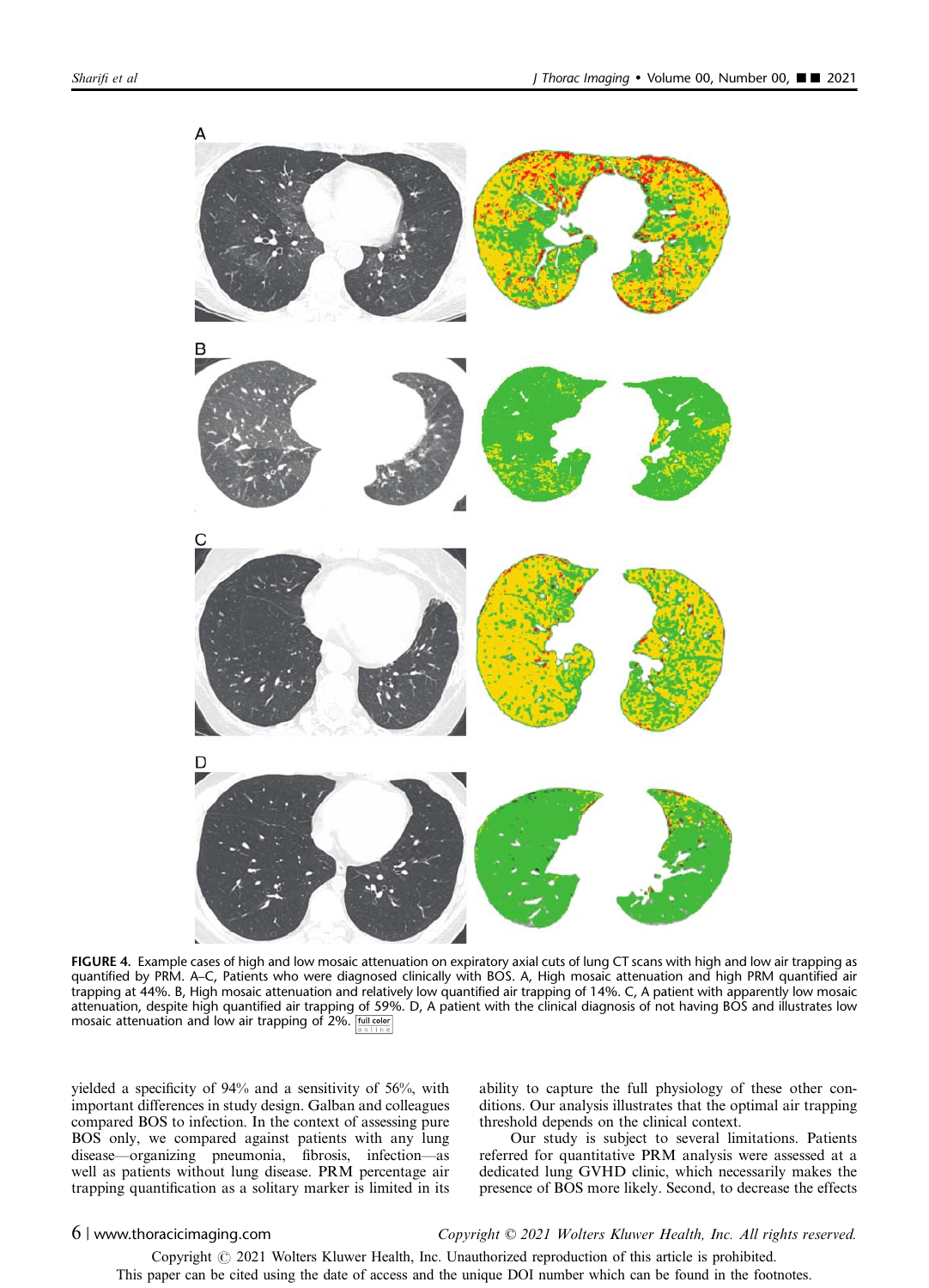FIGURE 4. Example cases of high and low mosaic attenuation on expiratory axial cuts of lung CT scans with high and low air trapping as quantified by PRM. A–C, Patients who were diagnosed clinically with BOS. A, High mosaic attenuation and high PRM quantified air trapping at 44%. B, High mosaic attenuation and relatively low quantified air trapping of 14%. C, A patient with apparently low mosaic attenuation, despite high quantified air trapping of 59%. D, A patient with the clinical diagnosis of not having BOS and illustrates low mosaic attenuation and low air trapping of 2%.

yielded a specificity of 94% and a sensitivity of 56%, with important differences in study design. Galban and colleagues compared BOS to infection. In the context of assessing pure BOS only, we compared against patients with any lung disease—organizing pneumonia, fibrosis, infection—as well as patients without lung disease. PRM percentage air trapping quantification as a solitary marker is limited in its ability to capture the full physiology of these other conditions. Our analysis illustrates that the optimal air trapping threshold depends on the clinical context.

Our study is subject to several limitations. Patients referred for quantitative PRM analysis were assessed at a dedicated lung GVHD clinic, which necessarily makes the presence of BOS more likely. Second, to decrease the effects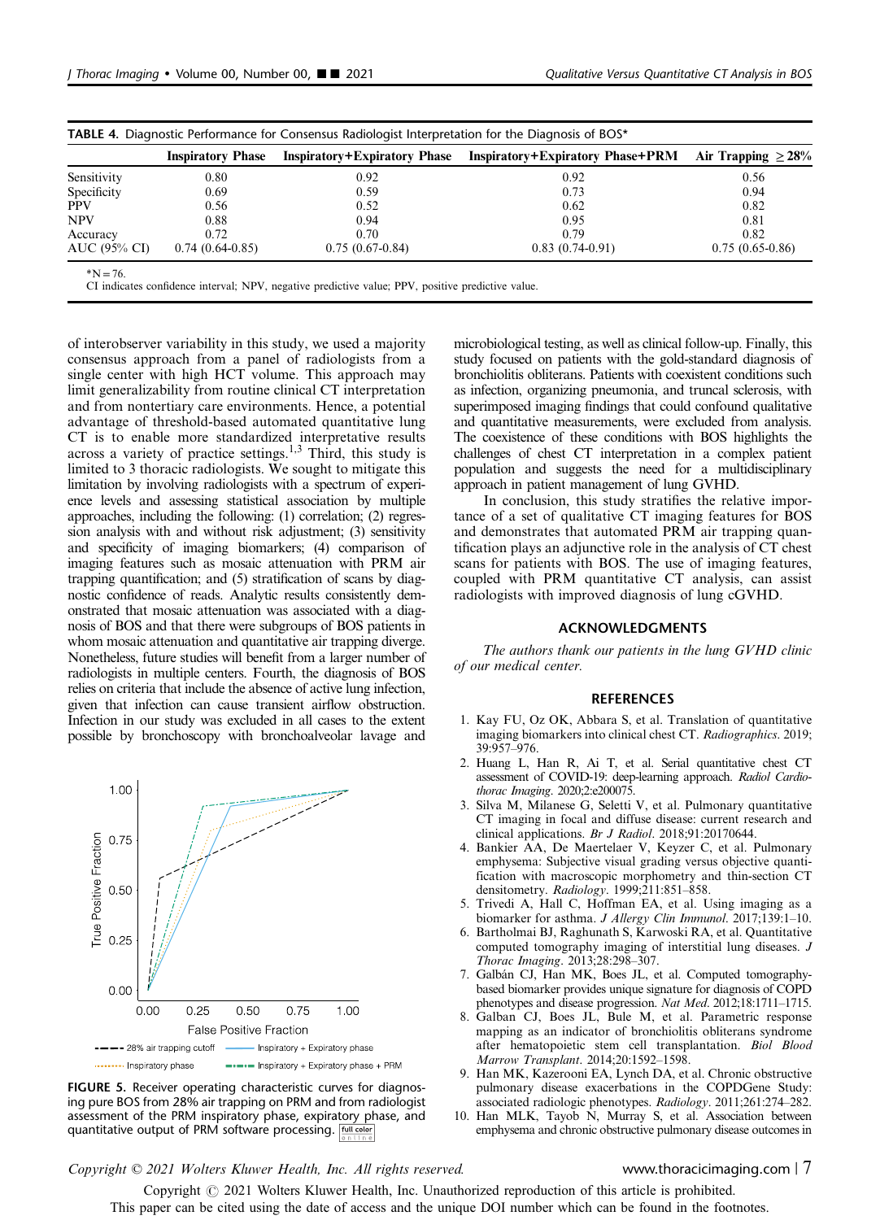**TABLE 4.** Diagnostic Performance for Consensus Radiologist Interpretation for the Diagnosis of BOS*

| | Inspiratory Phase | Inspiratory+Expiratory Phase | Inspiratory+Expiratory Phase+PRM | Air Trapping ≥28% |
|---|---|---|---|---|
| Sensitivity | 0.80 | 0.92 | 0.92 | 0.56 |
| Specificity | 0.69 | 0.59 | 0.73 | 0.94 |
| PPV | 0.56 | 0.52 | 0.62 | 0.82 |
| NPV | 0.88 | 0.94 | 0.95 | 0.81 |
| Accuracy | 0.72 | 0.70 | 0.79 | 0.82 |
| AUC (95% CI) | 0.74 (0.64-0.85) | 0.75 (0.67-0.84) | 0.83 (0.74-0.91) | 0.75 (0.65-0.86) |

*N = 76.

CI indicates confidence interval; NPV, negative predictive value; PPV, positive predictive value.

of interobserver variability in this study, we used a majority consensus approach from a panel of radiologists from a single center with high HCT volume. This approach may limit generalizability from routine clinical CT interpretation and from nontertiary care environments. Hence, a potential advantage of threshold-based automated quantitative lung CT is to enable more standardized interpretative results across a variety of practice settings.[1,3] Third, this study is limited to 3 thoracic radiologists. We sought to mitigate this limitation by involving radiologists with a spectrum of experience levels and assessing statistical association by multiple approaches, including the following: (1) correlation; (2) regression analysis with and without risk adjustment; (3) sensitivity and specificity of imaging biomarkers; (4) comparison of imaging features such as mosaic attenuation with PRM air trapping quantification; and (5) stratification of scans by diagnostic confidence of reads. Analytic results consistently demonstrated that mosaic attenuation was associated with a diagnosis of BOS and that there were subgroups of BOS patients in whom mosaic attenuation and quantitative air trapping diverge. Nonetheless, future studies will benefit from a larger number of radiologists in multiple centers. Fourth, the diagnosis of BOS relies on criteria that include the absence of active lung infection, given that infection can cause transient airflow obstruction. Infection in our study was excluded in all cases to the extent possible by bronchoscopy with bronchoalveolar lavage and microbiological testing, as well as clinical follow-up. Finally, this study focused on patients with the gold-standard diagnosis of bronchiolitis obliterans. Patients with coexistent conditions such as infection, organizing pneumonia, and truncal sclerosis, with superimposed imaging findings that could confound qualitative and quantitative measurements, were excluded from analysis. The coexistence of these conditions with BOS highlights the challenges of chest CT interpretation in a complex patient population and suggests the need for a multidisciplinary approach in patient management of lung GVHD.

In conclusion, this study stratifies the relative importance of a set of qualitative CT imaging features for BOS and demonstrates that automated PRM air trapping quantification plays an adjunctive role in the analysis of CT chest scans for patients with BOS. The use of imaging features, coupled with PRM quantitative CT analysis, can assist radiologists with improved diagnosis of lung cGVHD.

**FIGURE 5.** Receiver operating characteristic curves for diagnosing pure BOS from 28% air trapping on PRM and from radiologist assessment of the PRM inspiratory phase, expiratory phase, and quantitative output of PRM software processing.

## ACKNOWLEDGMENTS

*The authors thank our patients in the lung GVHD clinic of our medical center.*

## REFERENCES

1. Kay FU, Oz OK, Abbara S, et al. Translation of quantitative imaging biomarkers into clinical chest CT. *Radiographics*. 2019; 39:957–976.
2. Huang L, Han R, Ai T, et al. Serial quantitative chest CT assessment of COVID-19: deep-learning approach. *Radiol Cardiothorac Imaging*. 2020;2:e200075.
3. Silva M, Milanese G, Seletti V, et al. Pulmonary quantitative CT imaging in focal and diffuse disease: current research and clinical applications. *Br J Radiol*. 2018;91:20170644.
4. Bankier AA, De Maertelaer V, Keyzer C, et al. Pulmonary emphysema: Subjective visual grading versus objective quantification with macroscopic morphometry and thin-section CT densitometry. *Radiology*. 1999;211:851–858.
5. Trivedi A, Hall C, Hoffman EA, et al. Using imaging as a biomarker for asthma. *J Allergy Clin Immunol*. 2017;139:1–10.
6. Bartholmai BJ, Raghunath S, Karwoski RA, et al. Quantitative computed tomography imaging of interstitial lung diseases. *J Thorac Imaging*. 2013;28:298–307.
7. Galbán CJ, Han MK, Boes JL, et al. Computed tomography-based biomarker provides unique signature for diagnosis of COPD phenotypes and disease progression. *Nat Med*. 2012;18:1711–1715.
8. Galban CJ, Boes JL, Bule M, et al. Parametric response mapping as an indicator of bronchiolitis obliterans syndrome after hematopoietic stem cell transplantation. *Biol Blood Marrow Transplant*. 2014;20:1592–1598.
9. Han MK, Kazerooni EA, Lynch DA, et al. Chronic obstructive pulmonary disease exacerbations in the COPDGene Study: associated radiologic phenotypes. *Radiology*. 2011;261:274–282.
10. Han MLK, Tayob N, Murray S, et al. Association between emphysema and chronic obstructive pulmonary disease outcomes in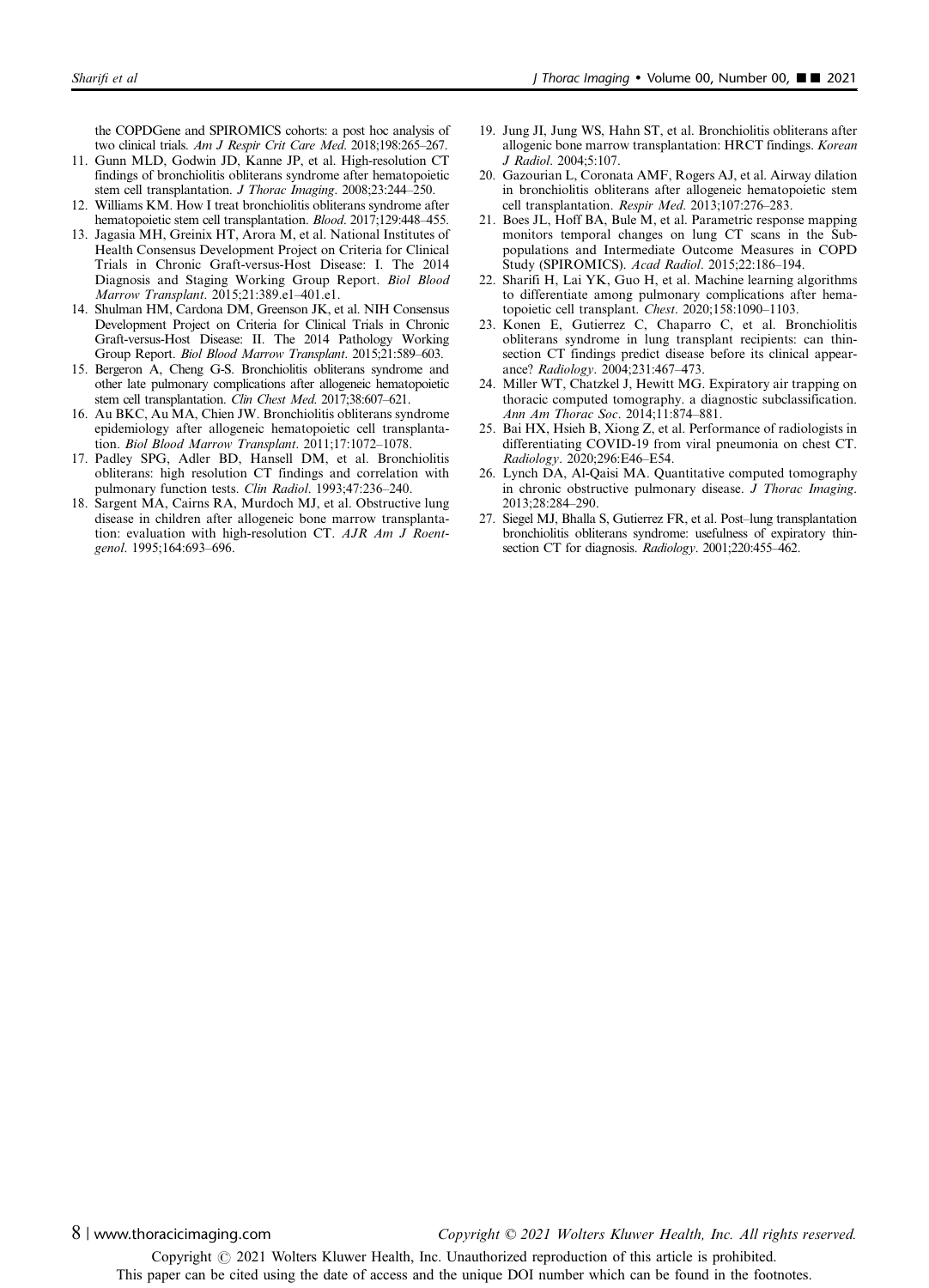the COPDGene and SPIROMICS cohorts: a post hoc analysis of two clinical trials. *Am J Respir Crit Care Med*. 2018;198:265–267.

11. Gunn MLD, Godwin JD, Kanne JP, et al. High-resolution CT findings of bronchiolitis obliterans syndrome after hematopoietic stem cell transplantation. *J Thorac Imaging*. 2008;23:244–250.
12. Williams KM. How I treat bronchiolitis obliterans syndrome after hematopoietic stem cell transplantation. *Blood*. 2017;129:448–455.
13. Jagasia MH, Greinix HT, Arora M, et al. National Institutes of Health Consensus Development Project on Criteria for Clinical Trials in Chronic Graft-versus-Host Disease: I. The 2014 Diagnosis and Staging Working Group Report. *Biol Blood Marrow Transplant*. 2015;21:389.e1–401.e1.
14. Shulman HM, Cardona DM, Greenson JK, et al. NIH Consensus Development Project on Criteria for Clinical Trials in Chronic Graft-versus-Host Disease: II. The 2014 Pathology Working Group Report. *Biol Blood Marrow Transplant*. 2015;21:589–603.
15. Bergeron A, Cheng G-S. Bronchiolitis obliterans syndrome and other late pulmonary complications after allogeneic hematopoietic stem cell transplantation. *Clin Chest Med*. 2017;38:607–621.
16. Au BKC, Au MA, Chien JW. Bronchiolitis obliterans syndrome epidemiology after allogeneic hematopoietic cell transplantation. *Biol Blood Marrow Transplant*. 2011;17:1072–1078.
17. Padley SPG, Adler BD, Hansell DM, et al. Bronchiolitis obliterans: high resolution CT findings and correlation with pulmonary function tests. *Clin Radiol*. 1993;47:236–240.
18. Sargent MA, Cairns RA, Murdoch MJ, et al. Obstructive lung disease in children after allogeneic bone marrow transplantation: evaluation with high-resolution CT. *AJR Am J Roentgenol*. 1995;164:693–696.
19. Jung JI, Jung WS, Hahn ST, et al. Bronchiolitis obliterans after allogenic bone marrow transplantation: HRCT findings. *Korean J Radiol*. 2004;5:107.
20. Gazourian L, Coronata AMF, Rogers AJ, et al. Airway dilation in bronchiolitis obliterans after allogeneic hematopoietic stem cell transplantation. *Respir Med*. 2013;107:276–283.
21. Boes JL, Hoff BA, Bule M, et al. Parametric response mapping monitors temporal changes on lung CT scans in the Subpopulations and Intermediate Outcome Measures in COPD Study (SPIROMICS). *Acad Radiol*. 2015;22:186–194.
22. Sharifi H, Lai YK, Guo H, et al. Machine learning algorithms to differentiate among pulmonary complications after hematopoietic cell transplant. *Chest*. 2020;158:1090–1103.
23. Konen E, Gutierrez C, Chaparro C, et al. Bronchiolitis obliterans syndrome in lung transplant recipients: can thin-section CT findings predict disease before its clinical appearance? *Radiology*. 2004;231:467–473.
24. Miller WT, Chatzkel J, Hewitt MG. Expiratory air trapping on thoracic computed tomography. a diagnostic subclassification. *Ann Am Thorac Soc*. 2014;11:874–881.
25. Bai HX, Hsieh B, Xiong Z, et al. Performance of radiologists in differentiating COVID-19 from viral pneumonia on chest CT. *Radiology*. 2020;296:E46–E54.
26. Lynch DA, Al-Qaisi MA. Quantitative computed tomography in chronic obstructive pulmonary disease. *J Thorac Imaging*. 2013;28:284–290.
27. Siegel MJ, Bhalla S, Gutierrez FR, et al. Post–lung transplantation bronchiolitis obliterans syndrome: usefulness of expiratory thin-section CT for diagnosis. *Radiology*. 2001;220:455–462.